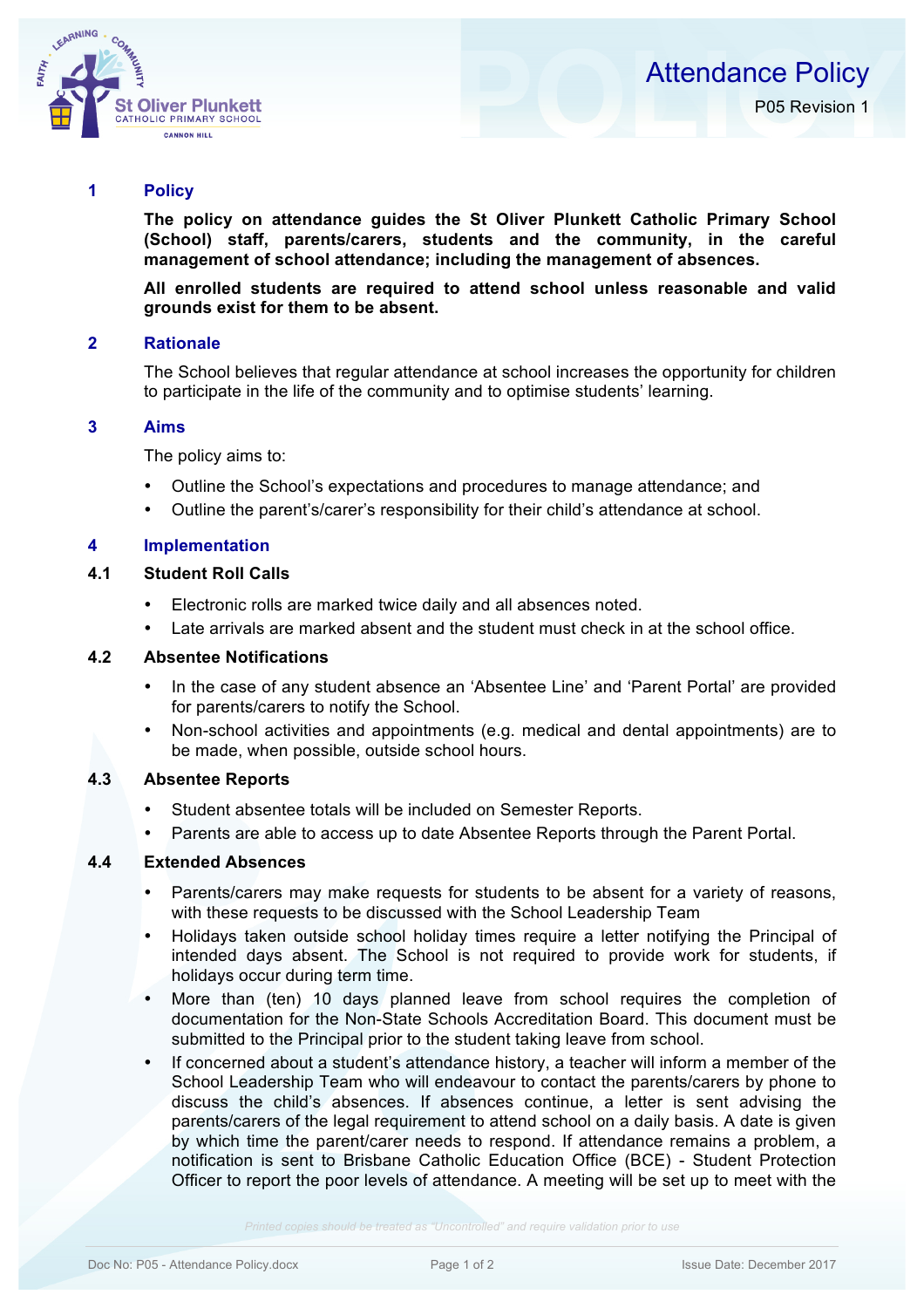# Attendance Policy

P05 Revision 1

## 1 Policy

**The policy on attendance guides the St Oliver Plunkett Catholic Primary School (School) staff, parents/carers, students and the community, in the careful management of school attendance; including the management of absences.**

**All enrolled students are required to attend school unless reasonable and valid grounds exist for them to be absent.**

## 2 Rationale

The School believes that regular attendance at school increases the opportunity for children to participate in the life of the community and to optimise students' learning.

## 3 Aims

The policy aims to:

- Outline the School's expectations and procedures to manage attendance; and
- Outline the parent's/carer's responsibility for their child's attendance at school.

## 4 Implementation

### 4.1 Student Roll Calls

- Electronic rolls are marked twice daily and all absences noted.
- Late arrivals are marked absent and the student must check in at the school office.

### 4.2 Absentee Notifications

- In the case of any student absence an 'Absentee Line' and 'Parent Portal' are provided for parents/carers to notify the School.
- Non-school activities and appointments (e.g. medical and dental appointments) are to be made, when possible, outside school hours.

### 4.3 Absentee Reports

- Student absentee totals will be included on Semester Reports.
- Parents are able to access up to date Absentee Reports through the Parent Portal.

### 4.4 Extended Absences

- Parents/carers may make requests for students to be absent for a variety of reasons, with these requests to be discussed with the School Leadership Team
- Holidays taken outside school holiday times require a letter notifying the Principal of intended days absent. The School is not required to provide work for students, if holidays occur during term time.
- More than (ten) 10 days planned leave from school requires the completion of documentation for the Non-State Schools Accreditation Board. This document must be submitted to the Principal prior to the student taking leave from school.
- If concerned about a student's attendance history, a teacher will inform a member of the School Leadership Team who will endeavour to contact the parents/carers by phone to discuss the child's absences. If absences continue, a letter is sent advising the parents/carers of the legal requirement to attend school on a daily basis. A date is given by which time the parent/carer needs to respond. If attendance remains a problem, a notification is sent to Brisbane Catholic Education Office (BCE) - Student Protection Officer to report the poor levels of attendance. A meeting will be set up to meet with the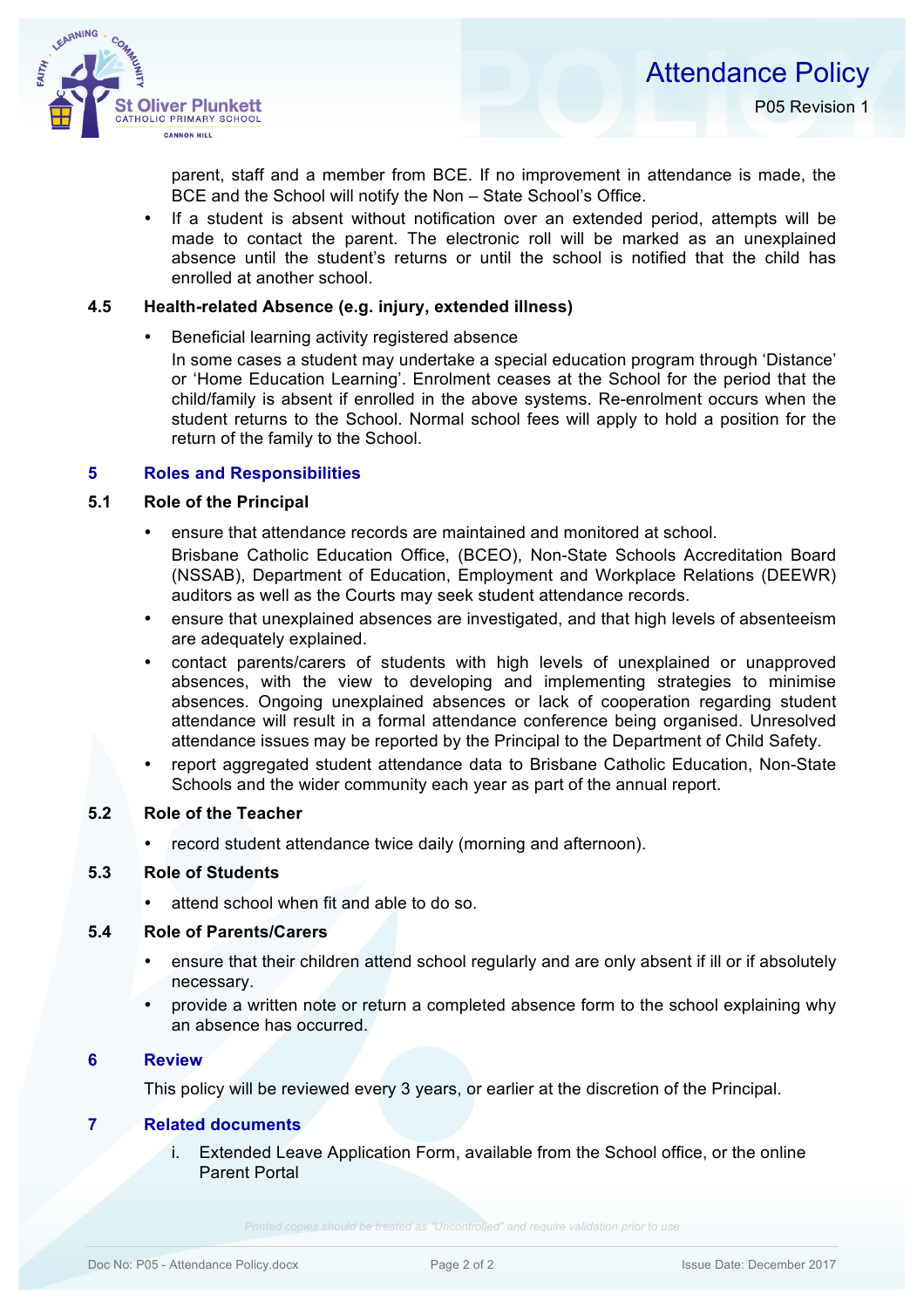parent, staff and a member from BCE. If no improvement in attendance is made, the BCE and the School will notify the Non – State School's Office.

- If a student is absent without notification over an extended period, attempts will be made to contact the parent. The electronic roll will be marked as an unexplained absence until the student's returns or until the school is notified that the child has enrolled at another school.

### 4.5 Health-related Absence (e.g. injury, extended illness)

- Beneficial learning activity registered absence

  In some cases a student may undertake a special education program through 'Distance' or 'Home Education Learning'. Enrolment ceases at the School for the period that the child/family is absent if enrolled in the above systems. Re-enrolment occurs when the student returns to the School. Normal school fees will apply to hold a position for the return of the family to the School.

## 5 Roles and Responsibilities

### 5.1 Role of the Principal

- ensure that attendance records are maintained and monitored at school.

  Brisbane Catholic Education Office, (BCEO), Non-State Schools Accreditation Board (NSSAB), Department of Education, Employment and Workplace Relations (DEEWR) auditors as well as the Courts may seek student attendance records.
- ensure that unexplained absences are investigated, and that high levels of absenteeism are adequately explained.
- contact parents/carers of students with high levels of unexplained or unapproved absences, with the view to developing and implementing strategies to minimise absences. Ongoing unexplained absences or lack of cooperation regarding student attendance will result in a formal attendance conference being organised. Unresolved attendance issues may be reported by the Principal to the Department of Child Safety.
- report aggregated student attendance data to Brisbane Catholic Education, Non-State Schools and the wider community each year as part of the annual report.

### 5.2 Role of the Teacher

- record student attendance twice daily (morning and afternoon).

### 5.3 Role of Students

- attend school when fit and able to do so.

### 5.4 Role of Parents/Carers

- ensure that their children attend school regularly and are only absent if ill or if absolutely necessary.
- provide a written note or return a completed absence form to the school explaining why an absence has occurred.

## 6 Review

This policy will be reviewed every 3 years, or earlier at the discretion of the Principal.

## 7 Related documents

i. Extended Leave Application Form, available from the School office, or the online Parent Portal

*Printed copies should be treated as "Uncontrolled" and require validation prior to use*